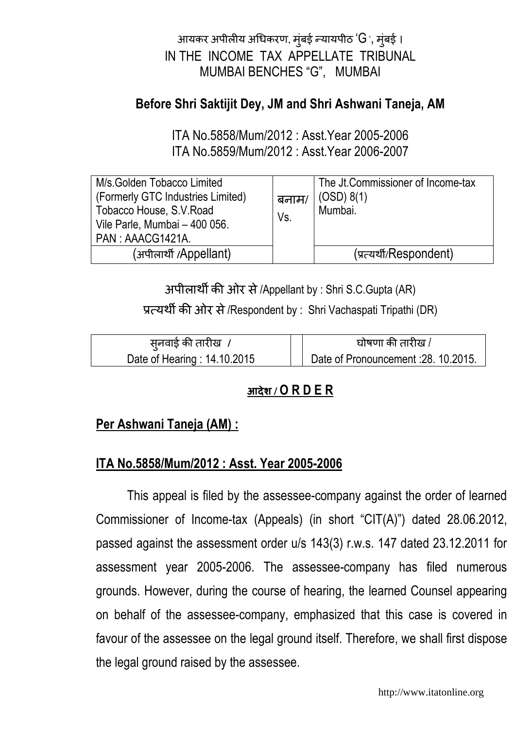आयकर अपीलीय अधिकरण, मुंबई न्यायपीठ 'G', मुंबई ।

IN THE INCOME TAX APPELLATE TRIBUNAL
MUMBAI BENCHES "G", MUMBAI

**Before Shri Saktijit Dey, JM and Shri Ashwani Taneja, AM**

ITA No.5858/Mum/2012 : Asst.Year 2005-2006
ITA No.5859/Mum/2012 : Asst.Year 2006-2007

| M/s.Golden Tobacco Limited (Formerly GTC Industries Limited) Tobacco House, S.V.Road Vile Parle, Mumbai – 400 056. PAN : AAACG1421A. | बनाम/ Vs. | The Jt.Commissioner of Income-tax (OSD) 8(1) Mumbai. |
|---|---|---|
| (अपीलार्थी /Appellant) | | (प्रत्यर्थी/Respondent) |

अपीलार्थी की ओर से /Appellant by : Shri S.C.Gupta (AR)

प्रत्यर्थी की ओर से /Respondent by : Shri Vachaspati Tripathi (DR)

| सुनवाई की तारीख / Date of Hearing : 14.10.2015 | | घोषणा की तारीख / Date of Pronouncement :28. 10.2015. |
|---|---|---|

**आदेश / O R D E R**

**Per Ashwani Taneja (AM) :**

**ITA No.5858/Mum/2012 : Asst. Year 2005-2006**

This appeal is filed by the assessee-company against the order of learned Commissioner of Income-tax (Appeals) (in short "CIT(A)") dated 28.06.2012, passed against the assessment order u/s 143(3) r.w.s. 147 dated 23.12.2011 for assessment year 2005-2006. The assessee-company has filed numerous grounds. However, during the course of hearing, the learned Counsel appearing on behalf of the assessee-company, emphasized that this case is covered in favour of the assessee on the legal ground itself. Therefore, we shall first dispose the legal ground raised by the assessee.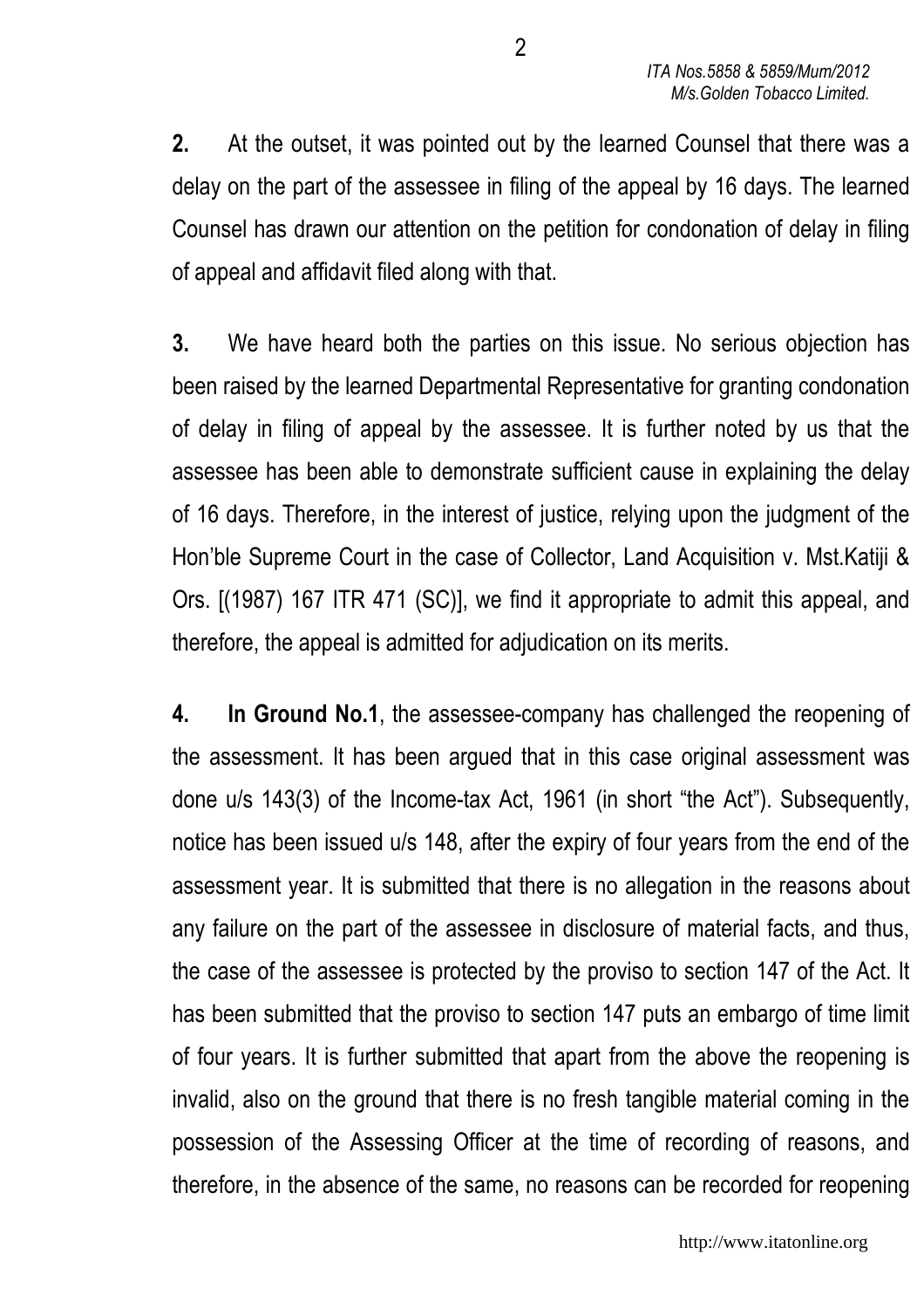**2.** At the outset, it was pointed out by the learned Counsel that there was a delay on the part of the assessee in filing of the appeal by 16 days. The learned Counsel has drawn our attention on the petition for condonation of delay in filing of appeal and affidavit filed along with that.

**3.** We have heard both the parties on this issue. No serious objection has been raised by the learned Departmental Representative for granting condonation of delay in filing of appeal by the assessee. It is further noted by us that the assessee has been able to demonstrate sufficient cause in explaining the delay of 16 days. Therefore, in the interest of justice, relying upon the judgment of the Hon'ble Supreme Court in the case of Collector, Land Acquisition v. Mst.Katiji & Ors. [(1987) 167 ITR 471 (SC)], we find it appropriate to admit this appeal, and therefore, the appeal is admitted for adjudication on its merits.

**4.** **In Ground No.1**, the assessee-company has challenged the reopening of the assessment. It has been argued that in this case original assessment was done u/s 143(3) of the Income-tax Act, 1961 (in short "the Act"). Subsequently, notice has been issued u/s 148, after the expiry of four years from the end of the assessment year. It is submitted that there is no allegation in the reasons about any failure on the part of the assessee in disclosure of material facts, and thus, the case of the assessee is protected by the proviso to section 147 of the Act. It has been submitted that the proviso to section 147 puts an embargo of time limit of four years. It is further submitted that apart from the above the reopening is invalid, also on the ground that there is no fresh tangible material coming in the possession of the Assessing Officer at the time of recording of reasons, and therefore, in the absence of the same, no reasons can be recorded for reopening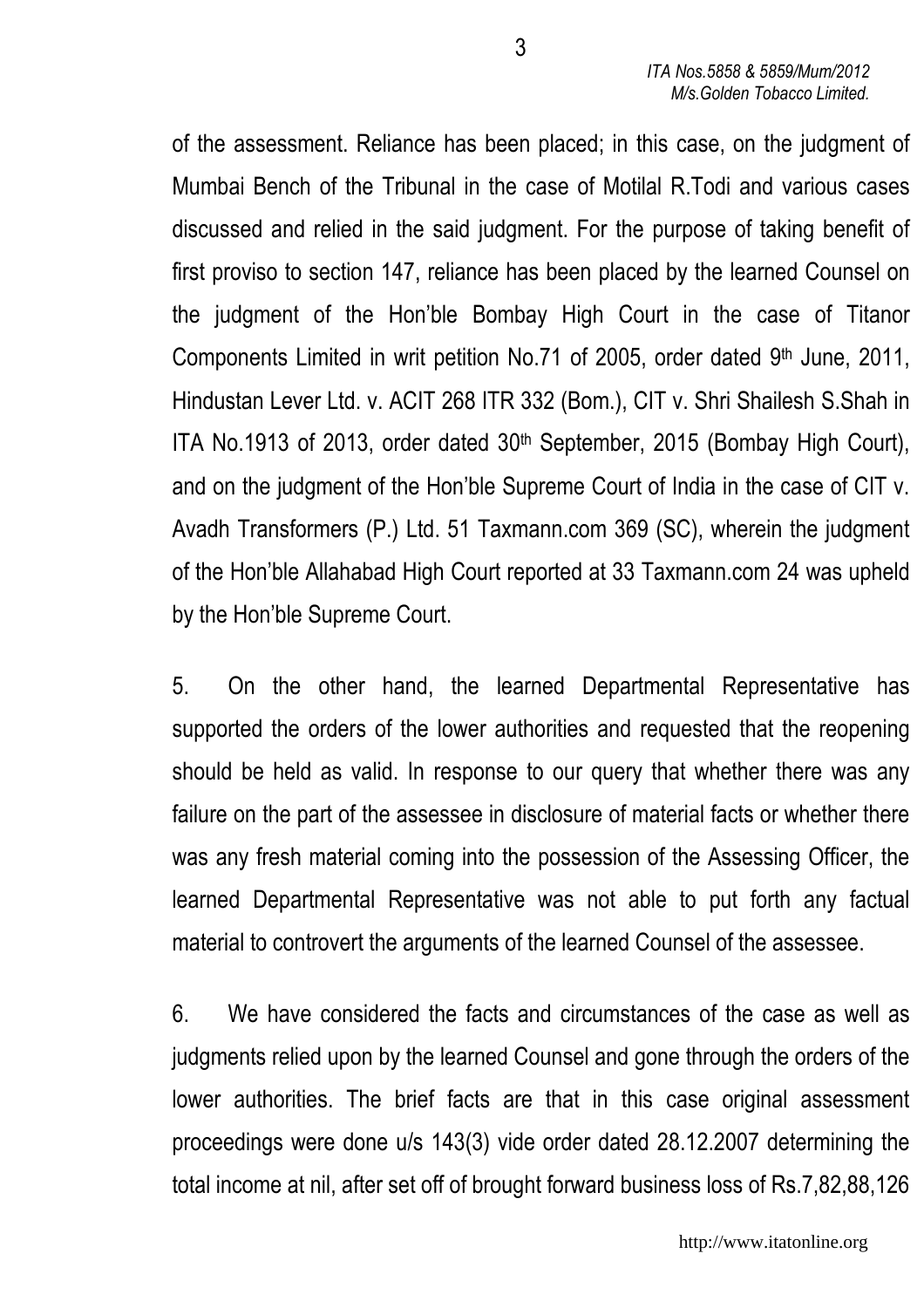of the assessment. Reliance has been placed; in this case, on the judgment of Mumbai Bench of the Tribunal in the case of Motilal R.Todi and various cases discussed and relied in the said judgment. For the purpose of taking benefit of first proviso to section 147, reliance has been placed by the learned Counsel on the judgment of the Hon'ble Bombay High Court in the case of Titanor Components Limited in writ petition No.71 of 2005, order dated 9th June, 2011, Hindustan Lever Ltd. v. ACIT 268 ITR 332 (Bom.), CIT v. Shri Shailesh S.Shah in ITA No.1913 of 2013, order dated 30th September, 2015 (Bombay High Court), and on the judgment of the Hon'ble Supreme Court of India in the case of CIT v. Avadh Transformers (P.) Ltd. 51 Taxmann.com 369 (SC), wherein the judgment of the Hon'ble Allahabad High Court reported at 33 Taxmann.com 24 was upheld by the Hon'ble Supreme Court.

5. On the other hand, the learned Departmental Representative has supported the orders of the lower authorities and requested that the reopening should be held as valid. In response to our query that whether there was any failure on the part of the assessee in disclosure of material facts or whether there was any fresh material coming into the possession of the Assessing Officer, the learned Departmental Representative was not able to put forth any factual material to controvert the arguments of the learned Counsel of the assessee.

6. We have considered the facts and circumstances of the case as well as judgments relied upon by the learned Counsel and gone through the orders of the lower authorities. The brief facts are that in this case original assessment proceedings were done u/s 143(3) vide order dated 28.12.2007 determining the total income at nil, after set off of brought forward business loss of Rs.7,82,88,126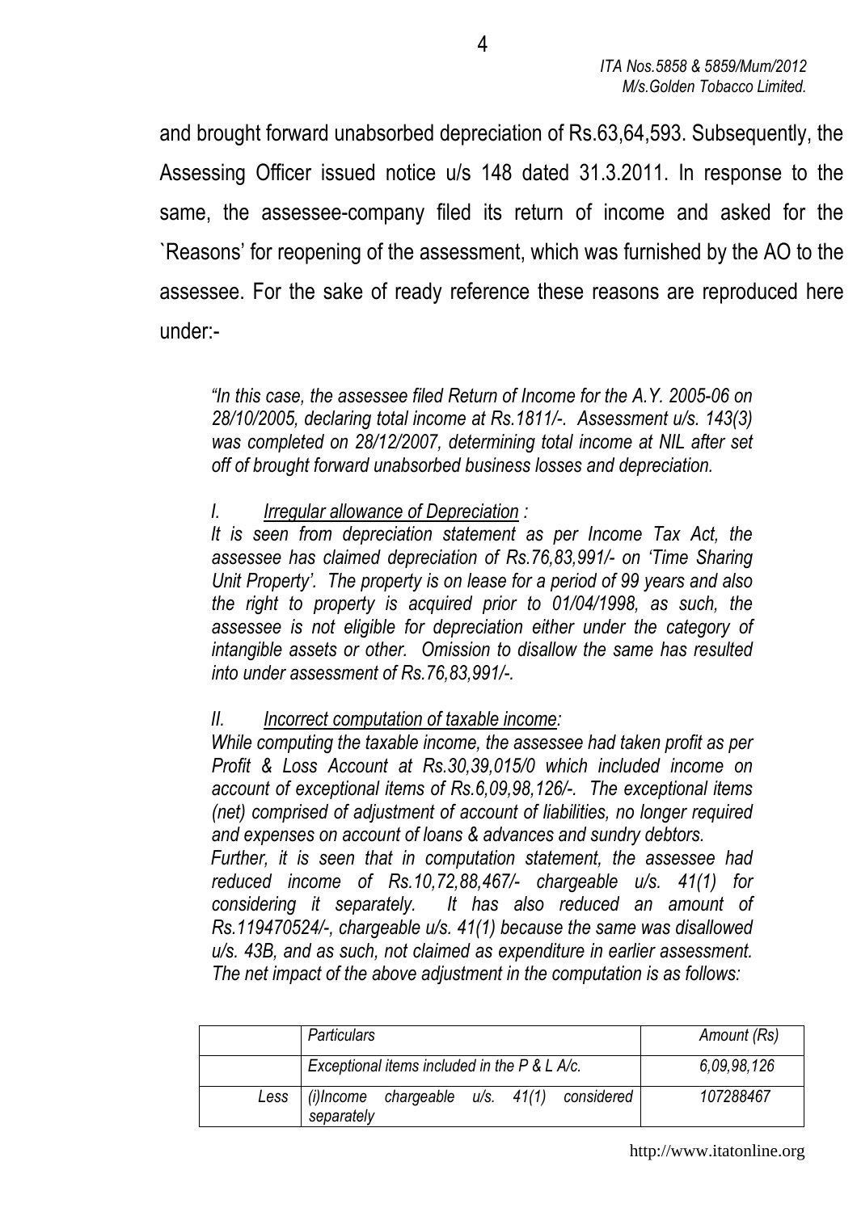and brought forward unabsorbed depreciation of Rs.63,64,593. Subsequently, the Assessing Officer issued notice u/s 148 dated 31.3.2011. In response to the same, the assessee-company filed its return of income and asked for the `Reasons' for reopening of the assessment, which was furnished by the AO to the assessee. For the sake of ready reference these reasons are reproduced here under:-

> *"In this case, the assessee filed Return of Income for the A.Y. 2005-06 on 28/10/2005, declaring total income at Rs.1811/-. Assessment u/s. 143(3) was completed on 28/12/2007, determining total income at NIL after set off of brought forward unabsorbed business losses and depreciation.*
>
> *I. <u>Irregular allowance of Depreciation</u> :*
> *It is seen from depreciation statement as per Income Tax Act, the assessee has claimed depreciation of Rs.76,83,991/- on 'Time Sharing Unit Property'. The property is on lease for a period of 99 years and also the right to property is acquired prior to 01/04/1998, as such, the assessee is not eligible for depreciation either under the category of intangible assets or other. Omission to disallow the same has resulted into under assessment of Rs.76,83,991/-.*
>
> *II. <u>Incorrect computation of taxable income</u>:*
> *While computing the taxable income, the assessee had taken profit as per Profit & Loss Account at Rs.30,39,015/0 which included income on account of exceptional items of Rs.6,09,98,126/-. The exceptional items (net) comprised of adjustment of account of liabilities, no longer required and expenses on account of loans & advances and sundry debtors.*
> *Further, it is seen that in computation statement, the assessee had reduced income of Rs.10,72,88,467/- chargeable u/s. 41(1) for considering it separately. It has also reduced an amount of Rs.119470524/-, chargeable u/s. 41(1) because the same was disallowed u/s. 43B, and as such, not claimed as expenditure in earlier assessment. The net impact of the above adjustment in the computation is as follows:*

| | *Particulars* | *Amount (Rs)* |
|---|---|---|
| | *Exceptional items included in the P & L A/c.* | *6,09,98,126* |
| *Less* | *(i)Income chargeable u/s. 41(1) considered separately* | *107288467* |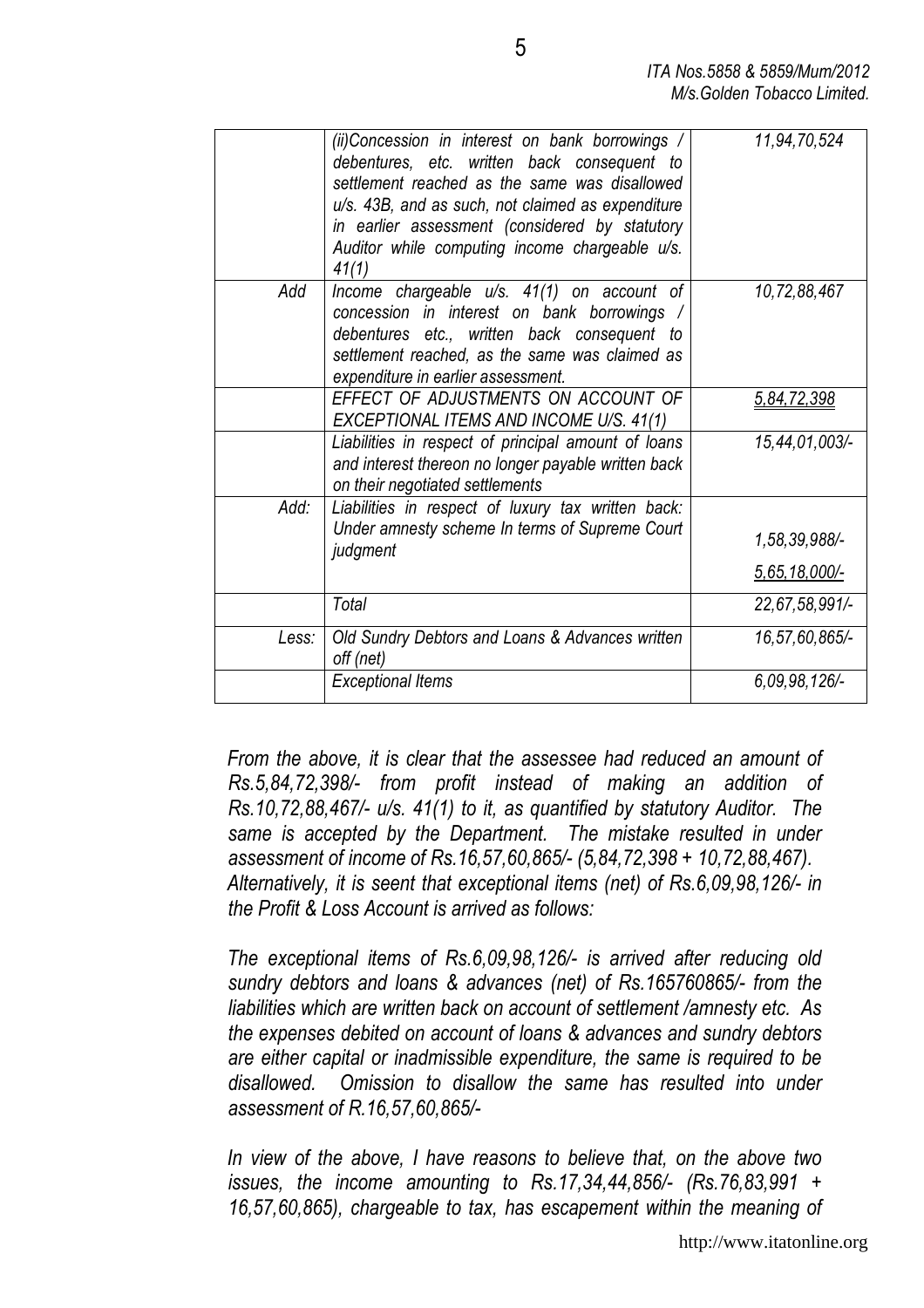| | | |
|---|---|---|
| | *(ii)Concession in interest on bank borrowings / debentures, etc. written back consequent to settlement reached as the same was disallowed u/s. 43B, and as such, not claimed as expenditure in earlier assessment (considered by statutory Auditor while computing income chargeable u/s. 41(1)* | *11,94,70,524* |
| *Add* | *Income chargeable u/s. 41(1) on account of concession in interest on bank borrowings / debentures etc., written back consequent to settlement reached, as the same was claimed as expenditure in earlier assessment.* | *10,72,88,467* |
| | *EFFECT OF ADJUSTMENTS ON ACCOUNT OF EXCEPTIONAL ITEMS AND INCOME U/S. 41(1)* | *5,84,72,398* |
| | *Liabilities in respect of principal amount of loans and interest thereon no longer payable written back on their negotiated settlements* | *15,44,01,003/-* |
| *Add:* | *Liabilities in respect of luxury tax written back: Under amnesty scheme In terms of Supreme Court judgment* | *1,58,39,988/-* <br> *5,65,18,000/-* |
| | *Total* | *22,67,58,991/-* |
| *Less:* | *Old Sundry Debtors and Loans & Advances written off (net)* | *16,57,60,865/-* |
| | *Exceptional Items* | *6,09,98,126/-* |

*From the above, it is clear that the assessee had reduced an amount of Rs.5,84,72,398/- from profit instead of making an addition of Rs.10,72,88,467/- u/s. 41(1) to it, as quantified by statutory Auditor. The same is accepted by the Department. The mistake resulted in under assessment of income of Rs.16,57,60,865/- (5,84,72,398 + 10,72,88,467). Alternatively, it is seent that exceptional items (net) of Rs.6,09,98,126/- in the Profit & Loss Account is arrived as follows:*

*The exceptional items of Rs.6,09,98,126/- is arrived after reducing old sundry debtors and loans & advances (net) of Rs.165760865/- from the liabilities which are written back on account of settlement /amnesty etc. As the expenses debited on account of loans & advances and sundry debtors are either capital or inadmissible expenditure, the same is required to be disallowed. Omission to disallow the same has resulted into under assessment of R.16,57,60,865/-*

*In view of the above, I have reasons to believe that, on the above two issues, the income amounting to Rs.17,34,44,856/- (Rs.76,83,991 + 16,57,60,865), chargeable to tax, has escapement within the meaning of*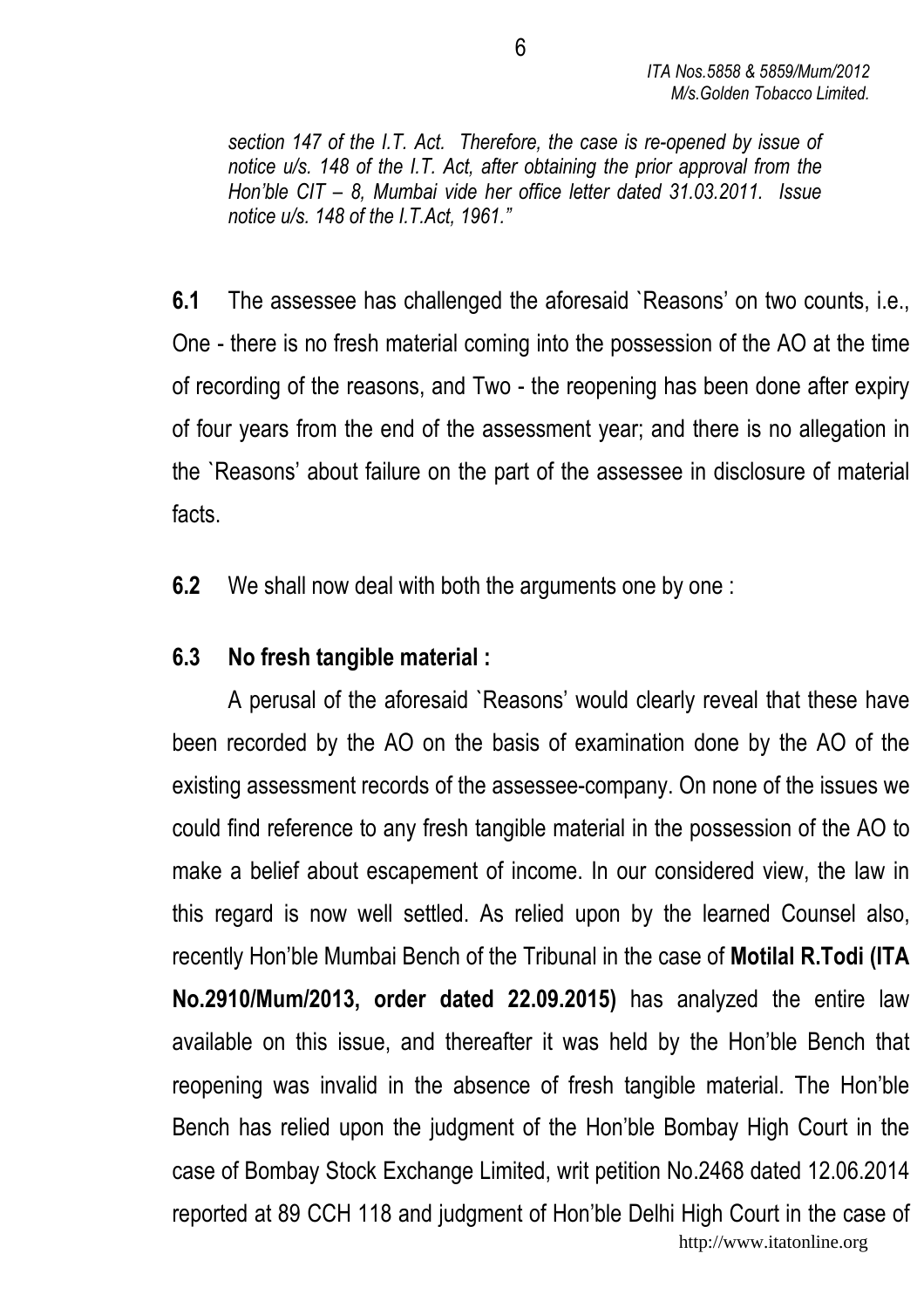*section 147 of the I.T. Act. Therefore, the case is re-opened by issue of notice u/s. 148 of the I.T. Act, after obtaining the prior approval from the Hon'ble CIT – 8, Mumbai vide her office letter dated 31.03.2011. Issue notice u/s. 148 of the I.T.Act, 1961."*

**6.1** The assessee has challenged the aforesaid `Reasons' on two counts, i.e., One - there is no fresh material coming into the possession of the AO at the time of recording of the reasons, and Two - the reopening has been done after expiry of four years from the end of the assessment year; and there is no allegation in the `Reasons' about failure on the part of the assessee in disclosure of material facts.

**6.2** We shall now deal with both the arguments one by one :

**6.3 No fresh tangible material :**

A perusal of the aforesaid `Reasons' would clearly reveal that these have been recorded by the AO on the basis of examination done by the AO of the existing assessment records of the assessee-company. On none of the issues we could find reference to any fresh tangible material in the possession of the AO to make a belief about escapement of income. In our considered view, the law in this regard is now well settled. As relied upon by the learned Counsel also, recently Hon'ble Mumbai Bench of the Tribunal in the case of **Motilal R.Todi (ITA No.2910/Mum/2013, order dated 22.09.2015)** has analyzed the entire law available on this issue, and thereafter it was held by the Hon'ble Bench that reopening was invalid in the absence of fresh tangible material. The Hon'ble Bench has relied upon the judgment of the Hon'ble Bombay High Court in the case of Bombay Stock Exchange Limited, writ petition No.2468 dated 12.06.2014 reported at 89 CCH 118 and judgment of Hon'ble Delhi High Court in the case of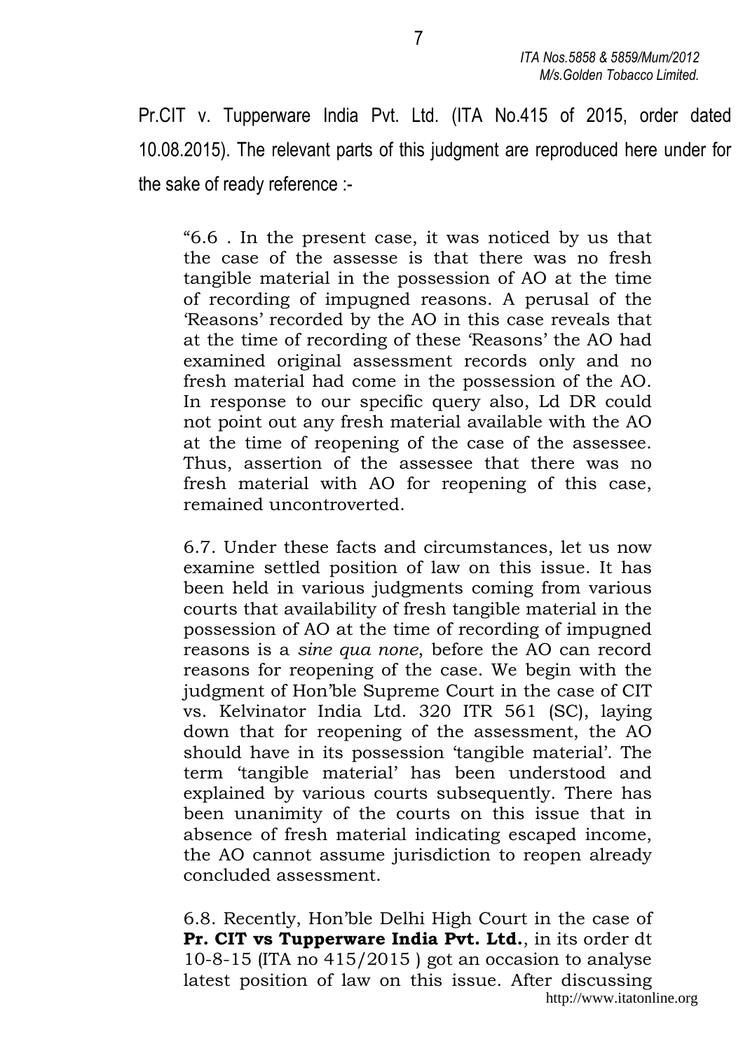Pr.CIT v. Tupperware India Pvt. Ltd. (ITA No.415 of 2015, order dated 10.08.2015). The relevant parts of this judgment are reproduced here under for the sake of ready reference :-

> "6.6 . In the present case, it was noticed by us that the case of the assesse is that there was no fresh tangible material in the possession of AO at the time of recording of impugned reasons. A perusal of the 'Reasons' recorded by the AO in this case reveals that at the time of recording of these 'Reasons' the AO had examined original assessment records only and no fresh material had come in the possession of the AO. In response to our specific query also, Ld DR could not point out any fresh material available with the AO at the time of reopening of the case of the assessee. Thus, assertion of the assessee that there was no fresh material with AO for reopening of this case, remained uncontroverted.
>
> 6.7. Under these facts and circumstances, let us now examine settled position of law on this issue. It has been held in various judgments coming from various courts that availability of fresh tangible material in the possession of AO at the time of recording of impugned reasons is a *sine qua none*, before the AO can record reasons for reopening of the case. We begin with the judgment of Hon'ble Supreme Court in the case of CIT vs. Kelvinator India Ltd. 320 ITR 561 (SC), laying down that for reopening of the assessment, the AO should have in its possession 'tangible material'. The term 'tangible material' has been understood and explained by various courts subsequently. There has been unanimity of the courts on this issue that in absence of fresh material indicating escaped income, the AO cannot assume jurisdiction to reopen already concluded assessment.
>
> 6.8. Recently, Hon'ble Delhi High Court in the case of **Pr. CIT vs Tupperware India Pvt. Ltd.**, in its order dt 10-8-15 (ITA no 415/2015 ) got an occasion to analyse latest position of law on this issue. After discussing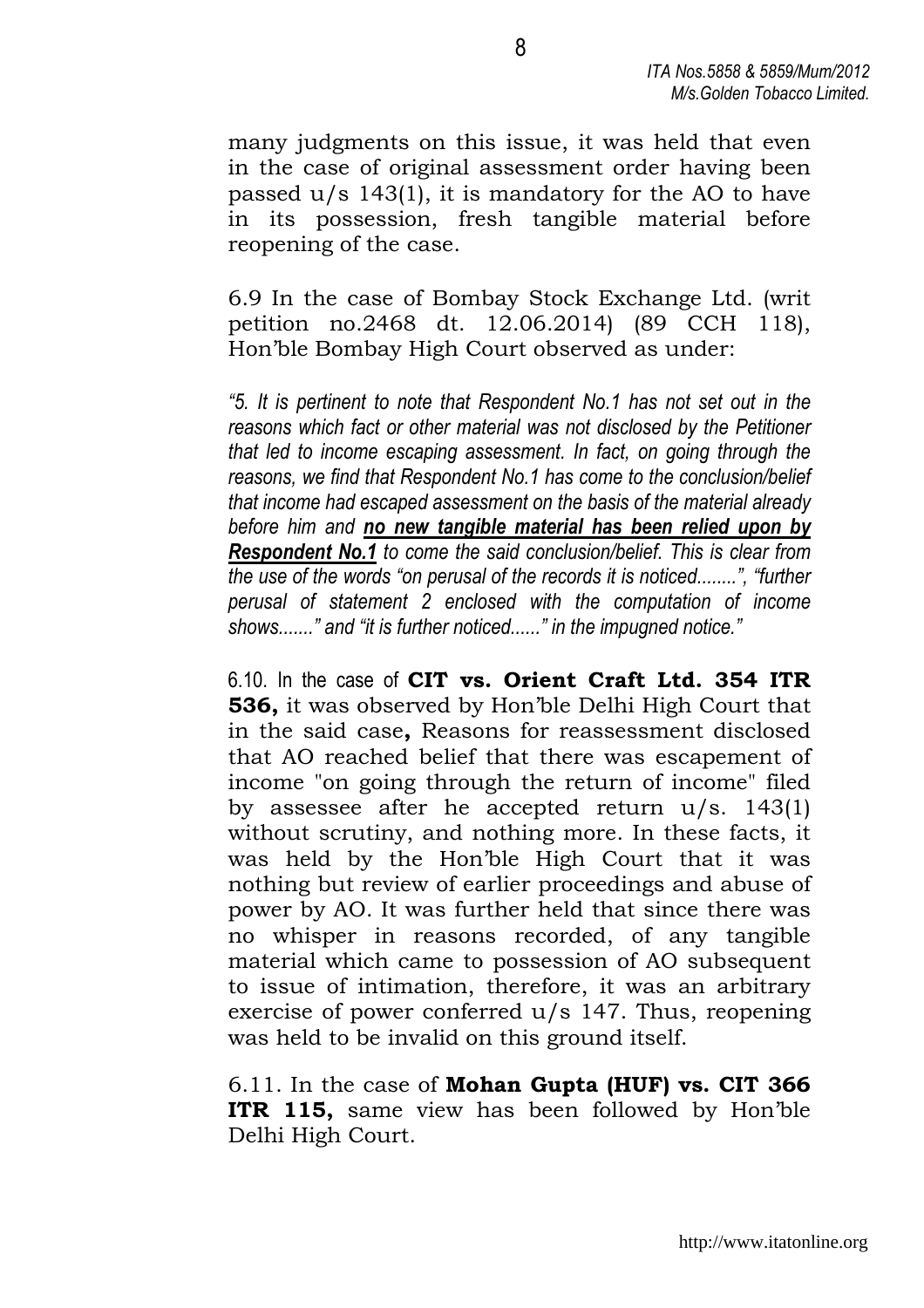many judgments on this issue, it was held that even in the case of original assessment order having been passed u/s 143(1), it is mandatory for the AO to have in its possession, fresh tangible material before reopening of the case.

6.9 In the case of Bombay Stock Exchange Ltd. (writ petition no.2468 dt. 12.06.2014) (89 CCH 118), Hon'ble Bombay High Court observed as under:

*"5. It is pertinent to note that Respondent No.1 has not set out in the reasons which fact or other material was not disclosed by the Petitioner that led to income escaping assessment. In fact, on going through the reasons, we find that Respondent No.1 has come to the conclusion/belief that income had escaped assessment on the basis of the material already before him and **no new tangible material has been relied upon by Respondent No.1** to come the said conclusion/belief. This is clear from the use of the words "on perusal of the records it is noticed........", "further perusal of statement 2 enclosed with the computation of income shows......." and "it is further noticed......" in the impugned notice."*

6.10. In the case of **CIT vs. Orient Craft Ltd. 354 ITR 536,** it was observed by Hon'ble Delhi High Court that in the said case**,** Reasons for reassessment disclosed that AO reached belief that there was escapement of income "on going through the return of income" filed by assessee after he accepted return u/s. 143(1) without scrutiny, and nothing more. In these facts, it was held by the Hon'ble High Court that it was nothing but review of earlier proceedings and abuse of power by AO. It was further held that since there was no whisper in reasons recorded, of any tangible material which came to possession of AO subsequent to issue of intimation, therefore, it was an arbitrary exercise of power conferred u/s 147. Thus, reopening was held to be invalid on this ground itself.

6.11. In the case of **Mohan Gupta (HUF) vs. CIT 366 ITR 115,** same view has been followed by Hon'ble Delhi High Court.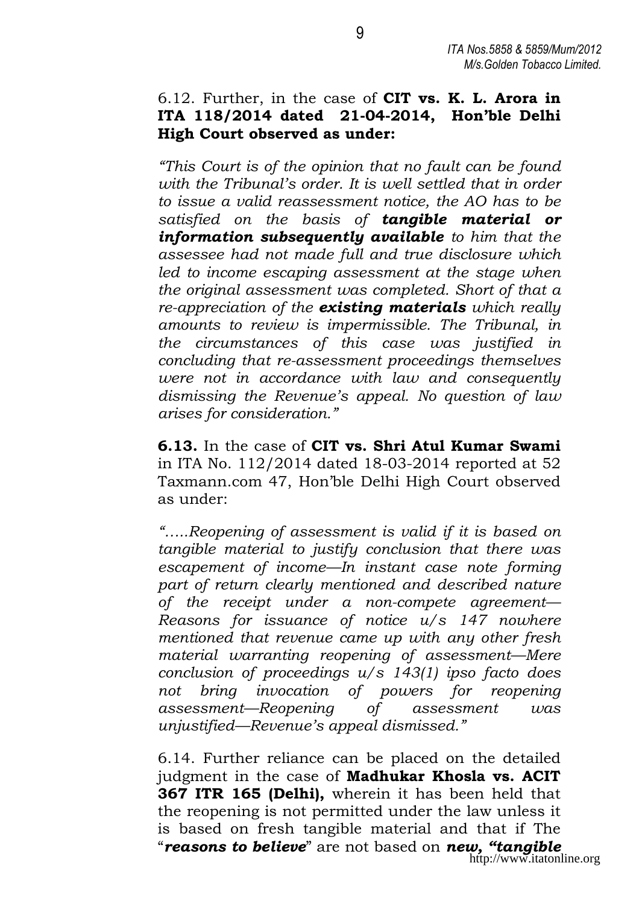6.12. Further, in the case of **CIT vs. K. L. Arora in ITA 118/2014 dated 21-04-2014, Hon'ble Delhi High Court observed as under:**

*"This Court is of the opinion that no fault can be found with the Tribunal's order. It is well settled that in order to issue a valid reassessment notice, the AO has to be satisfied on the basis of **tangible material or information subsequently available** to him that the assessee had not made full and true disclosure which led to income escaping assessment at the stage when the original assessment was completed. Short of that a re-appreciation of the **existing materials** which really amounts to review is impermissible. The Tribunal, in the circumstances of this case was justified in concluding that re-assessment proceedings themselves were not in accordance with law and consequently dismissing the Revenue's appeal. No question of law arises for consideration."*

**6.13.** In the case of **CIT vs. Shri Atul Kumar Swami** in ITA No. 112/2014 dated 18-03-2014 reported at 52 Taxmann.com 47, Hon'ble Delhi High Court observed as under:

*".....Reopening of assessment is valid if it is based on tangible material to justify conclusion that there was escapement of income—In instant case note forming part of return clearly mentioned and described nature of the receipt under a non-compete agreement—Reasons for issuance of notice u/s 147 nowhere mentioned that revenue came up with any other fresh material warranting reopening of assessment—Mere conclusion of proceedings u/s 143(1) ipso facto does not bring invocation of powers for reopening assessment—Reopening of assessment was unjustified—Revenue's appeal dismissed."*

6.14. Further reliance can be placed on the detailed judgment in the case of **Madhukar Khosla vs. ACIT 367 ITR 165 (Delhi),** wherein it has been held that the reopening is not permitted under the law unless it is based on fresh tangible material and that if The "***reasons to believe***" are not based on ***new, "tangible***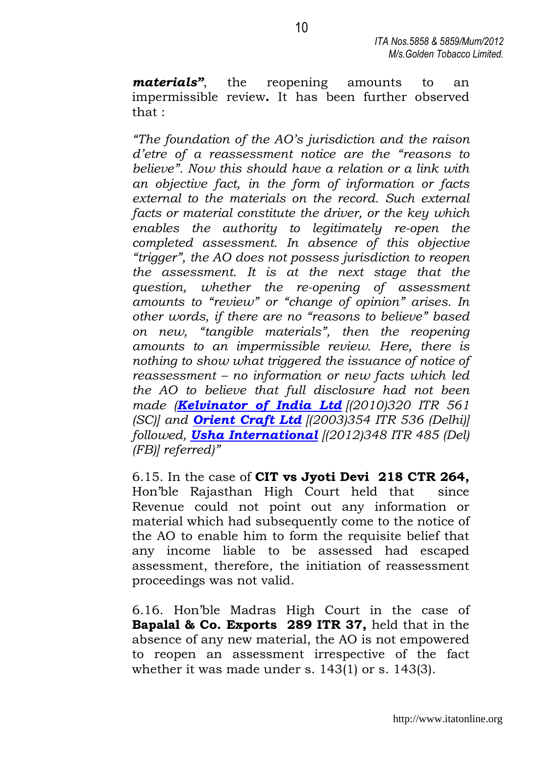***materials"***, the reopening amounts to an impermissible review**.** It has been further observed that :

*"The foundation of the AO's jurisdiction and the raison d'etre of a reassessment notice are the "reasons to believe". Now this should have a relation or a link with an objective fact, in the form of information or facts external to the materials on the record. Such external facts or material constitute the driver, or the key which enables the authority to legitimately re-open the completed assessment. In absence of this objective "trigger", the AO does not possess jurisdiction to reopen the assessment. It is at the next stage that the question, whether the re-opening of assessment amounts to "review" or "change of opinion" arises. In other words, if there are no "reasons to believe" based on new, "tangible materials", then the reopening amounts to an impermissible review. Here, there is nothing to show what triggered the issuance of notice of reassessment – no information or new facts which led the AO to believe that full disclosure had not been made (**Kelvinator of India Ltd** [(2010)320 ITR 561 (SC)] and **Orient Craft Ltd** [(2003)354 ITR 536 (Delhi)] followed, **Usha International** [(2012)348 ITR 485 (Del) (FB)] referred)"*

6.15. In the case of **CIT vs Jyoti Devi 218 CTR 264,** Hon'ble Rajasthan High Court held that since Revenue could not point out any information or material which had subsequently come to the notice of the AO to enable him to form the requisite belief that any income liable to be assessed had escaped assessment, therefore, the initiation of reassessment proceedings was not valid.

6.16. Hon'ble Madras High Court in the case of **Bapalal & Co. Exports 289 ITR 37,** held that in the absence of any new material, the AO is not empowered to reopen an assessment irrespective of the fact whether it was made under s. 143(1) or s. 143(3).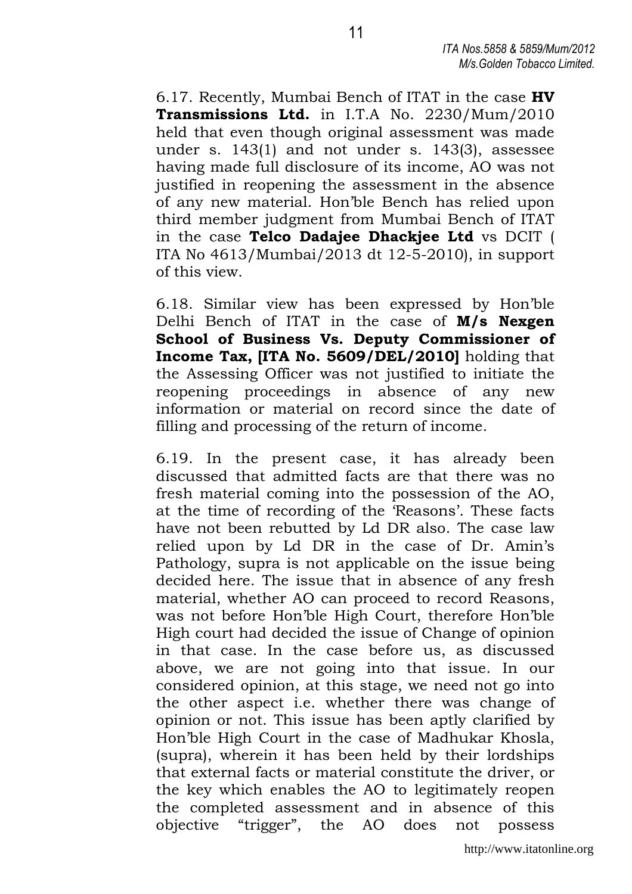6.17. Recently, Mumbai Bench of ITAT in the case **HV Transmissions Ltd.** in I.T.A No. 2230/Mum/2010 held that even though original assessment was made under s. 143(1) and not under s. 143(3), assessee having made full disclosure of its income, AO was not justified in reopening the assessment in the absence of any new material. Hon'ble Bench has relied upon third member judgment from Mumbai Bench of ITAT in the case **Telco Dadajee Dhackjee Ltd** vs DCIT ( ITA No 4613/Mumbai/2013 dt 12-5-2010), in support of this view.

6.18. Similar view has been expressed by Hon'ble Delhi Bench of ITAT in the case of **M/s Nexgen School of Business Vs. Deputy Commissioner of Income Tax, [ITA No. 5609/DEL/2010]** holding that the Assessing Officer was not justified to initiate the reopening proceedings in absence of any new information or material on record since the date of filling and processing of the return of income.

6.19. In the present case, it has already been discussed that admitted facts are that there was no fresh material coming into the possession of the AO, at the time of recording of the 'Reasons'. These facts have not been rebutted by Ld DR also. The case law relied upon by Ld DR in the case of Dr. Amin's Pathology, supra is not applicable on the issue being decided here. The issue that in absence of any fresh material, whether AO can proceed to record Reasons, was not before Hon'ble High Court, therefore Hon'ble High court had decided the issue of Change of opinion in that case. In the case before us, as discussed above, we are not going into that issue. In our considered opinion, at this stage, we need not go into the other aspect i.e. whether there was change of opinion or not. This issue has been aptly clarified by Hon'ble High Court in the case of Madhukar Khosla, (supra), wherein it has been held by their lordships that external facts or material constitute the driver, or the key which enables the AO to legitimately reopen the completed assessment and in absence of this objective "trigger", the AO does not possess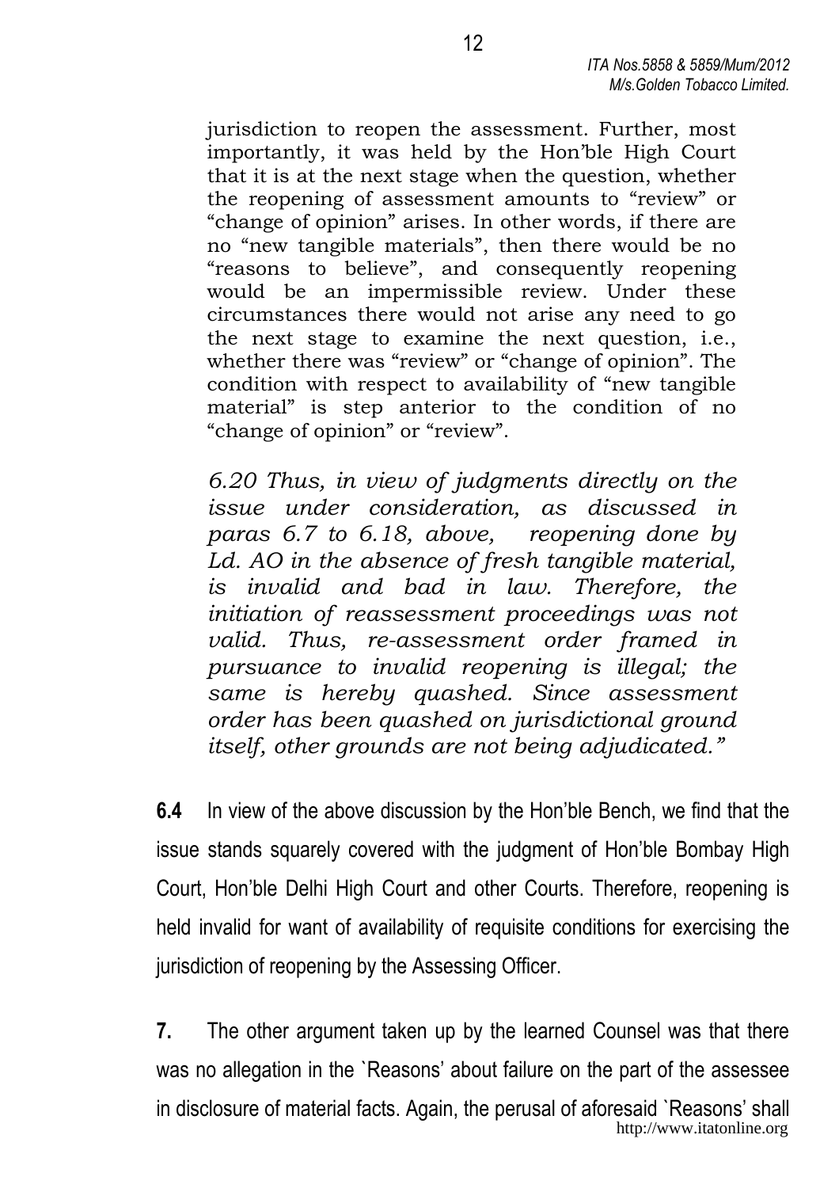> jurisdiction to reopen the assessment. Further, most importantly, it was held by the Hon'ble High Court that it is at the next stage when the question, whether the reopening of assessment amounts to "review" or "change of opinion" arises. In other words, if there are no "new tangible materials", then there would be no "reasons to believe", and consequently reopening would be an impermissible review. Under these circumstances there would not arise any need to go the next stage to examine the next question, i.e., whether there was "review" or "change of opinion". The condition with respect to availability of "new tangible material" is step anterior to the condition of no "change of opinion" or "review".
>
> *6.20 Thus, in view of judgments directly on the issue under consideration, as discussed in paras 6.7 to 6.18, above, reopening done by Ld. AO in the absence of fresh tangible material, is invalid and bad in law. Therefore, the initiation of reassessment proceedings was not valid. Thus, re-assessment order framed in pursuance to invalid reopening is illegal; the same is hereby quashed. Since assessment order has been quashed on jurisdictional ground itself, other grounds are not being adjudicated."*

**6.4** In view of the above discussion by the Hon'ble Bench, we find that the issue stands squarely covered with the judgment of Hon'ble Bombay High Court, Hon'ble Delhi High Court and other Courts. Therefore, reopening is held invalid for want of availability of requisite conditions for exercising the jurisdiction of reopening by the Assessing Officer.

**7.** The other argument taken up by the learned Counsel was that there was no allegation in the `Reasons' about failure on the part of the assessee in disclosure of material facts. Again, the perusal of aforesaid `Reasons' shall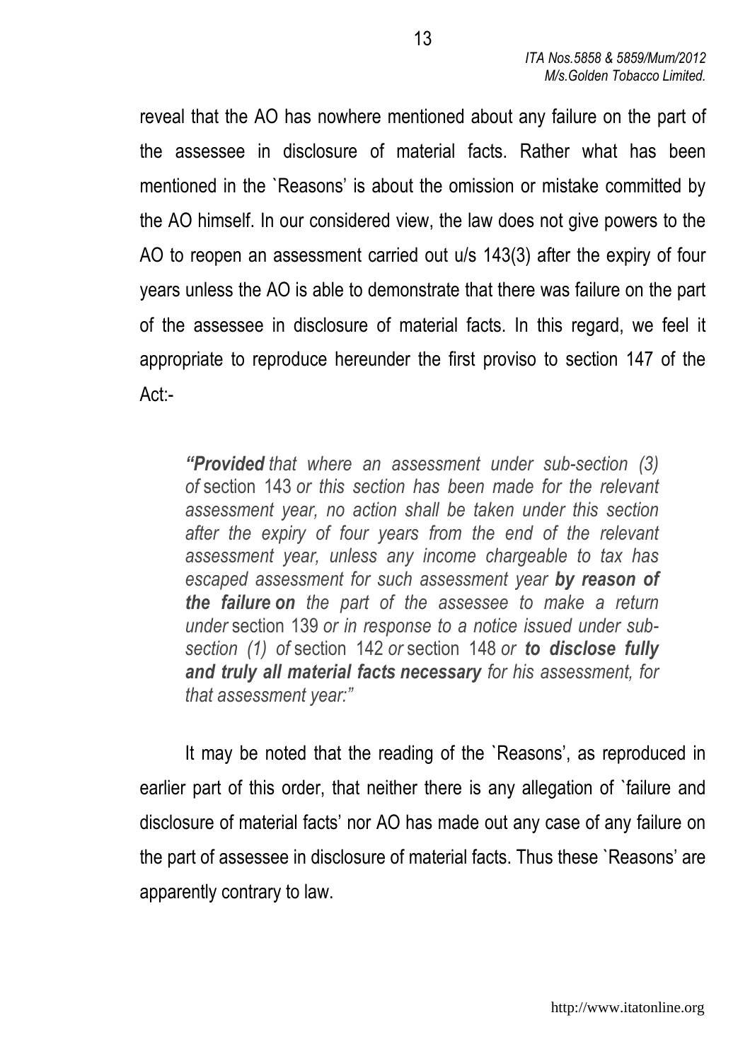reveal that the AO has nowhere mentioned about any failure on the part of the assessee in disclosure of material facts. Rather what has been mentioned in the `Reasons' is about the omission or mistake committed by the AO himself. In our considered view, the law does not give powers to the AO to reopen an assessment carried out u/s 143(3) after the expiry of four years unless the AO is able to demonstrate that there was failure on the part of the assessee in disclosure of material facts. In this regard, we feel it appropriate to reproduce hereunder the first proviso to section 147 of the Act:-

> ***"Provided*** *that where an assessment under sub-section (3) of* section 143 *or this section has been made for the relevant assessment year, no action shall be taken under this section after the expiry of four years from the end of the relevant assessment year, unless any income chargeable to tax has escaped assessment for such assessment year* ***by reason of the failure on*** *the part of the assessee to make a return under* section 139 *or in response to a notice issued under sub-section (1) of* section 142 *or* section 148 *or* ***to disclose fully and truly all material facts necessary*** *for his assessment, for that assessment year:"*

It may be noted that the reading of the `Reasons', as reproduced in earlier part of this order, that neither there is any allegation of `failure and disclosure of material facts' nor AO has made out any case of any failure on the part of assessee in disclosure of material facts. Thus these `Reasons' are apparently contrary to law.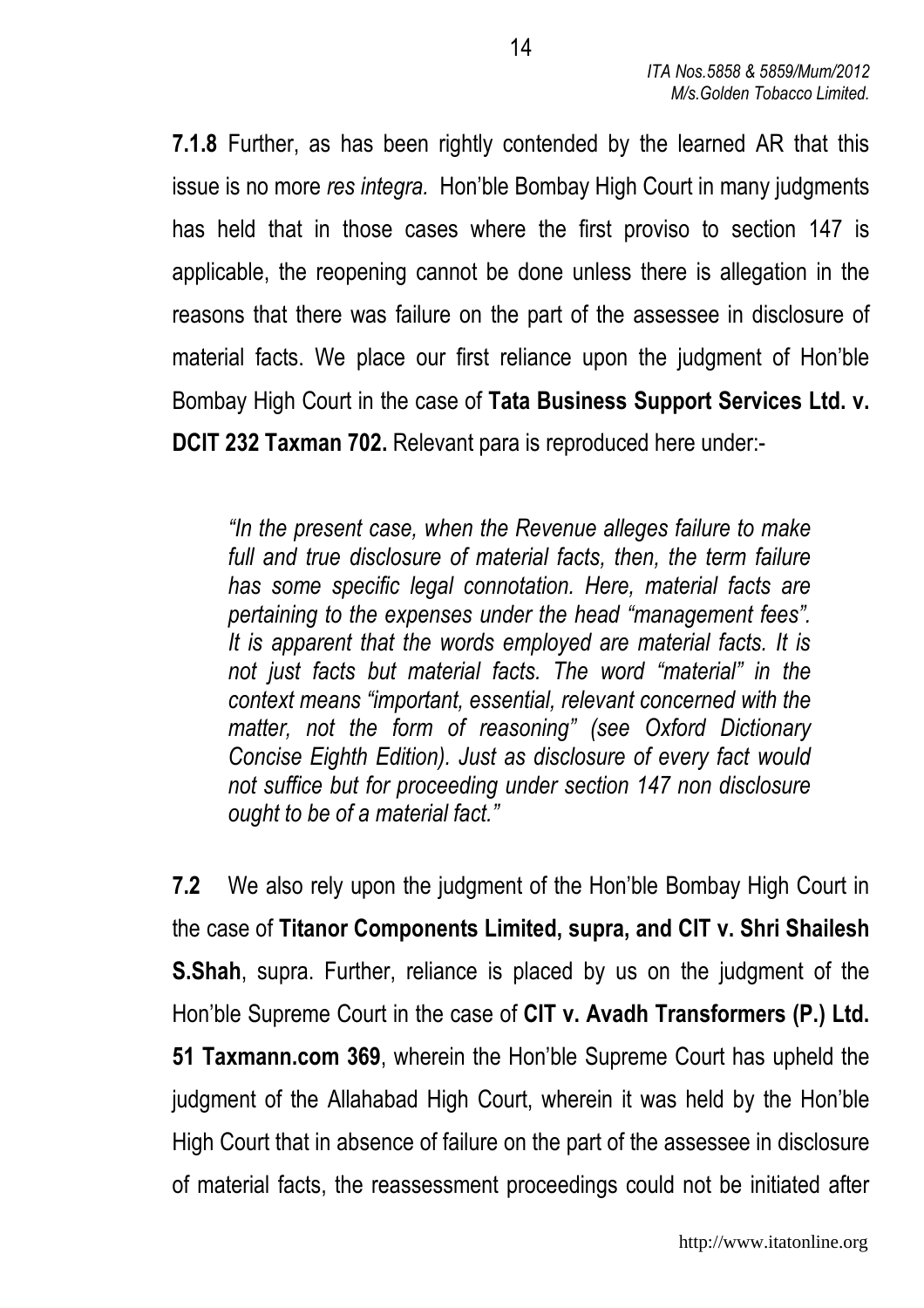**7.1.8** Further, as has been rightly contended by the learned AR that this issue is no more *res integra.* Hon'ble Bombay High Court in many judgments has held that in those cases where the first proviso to section 147 is applicable, the reopening cannot be done unless there is allegation in the reasons that there was failure on the part of the assessee in disclosure of material facts. We place our first reliance upon the judgment of Hon'ble Bombay High Court in the case of **Tata Business Support Services Ltd. v. DCIT 232 Taxman 702.** Relevant para is reproduced here under:-

> *"In the present case, when the Revenue alleges failure to make full and true disclosure of material facts, then, the term failure has some specific legal connotation. Here, material facts are pertaining to the expenses under the head "management fees". It is apparent that the words employed are material facts. It is not just facts but material facts. The word "material" in the context means "important, essential, relevant concerned with the matter, not the form of reasoning" (see Oxford Dictionary Concise Eighth Edition). Just as disclosure of every fact would not suffice but for proceeding under section 147 non disclosure ought to be of a material fact."*

**7.2** We also rely upon the judgment of the Hon'ble Bombay High Court in the case of **Titanor Components Limited, supra, and CIT v. Shri Shailesh S.Shah**, supra. Further, reliance is placed by us on the judgment of the Hon'ble Supreme Court in the case of **CIT v. Avadh Transformers (P.) Ltd. 51 Taxmann.com 369**, wherein the Hon'ble Supreme Court has upheld the judgment of the Allahabad High Court, wherein it was held by the Hon'ble High Court that in absence of failure on the part of the assessee in disclosure of material facts, the reassessment proceedings could not be initiated after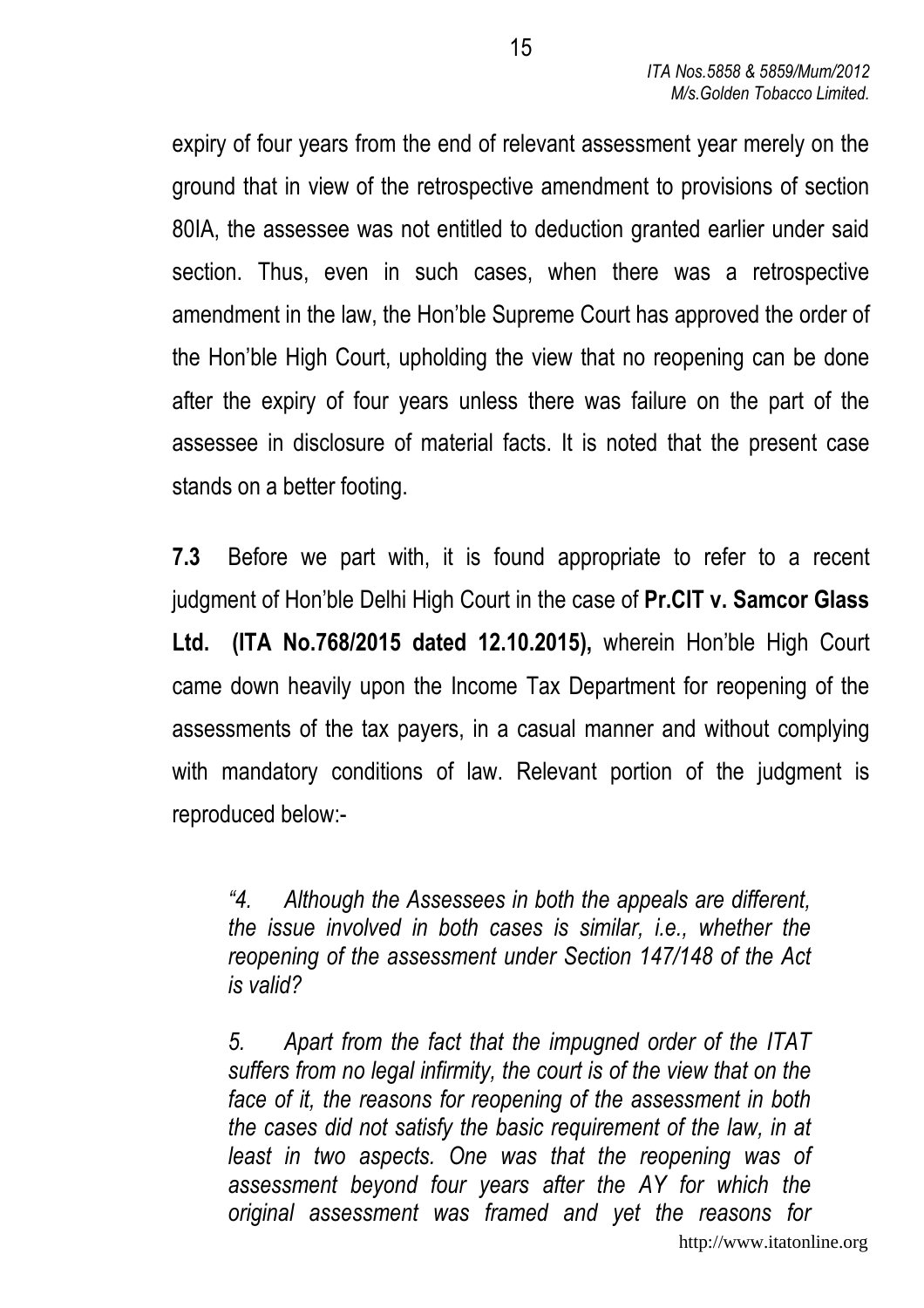expiry of four years from the end of relevant assessment year merely on the ground that in view of the retrospective amendment to provisions of section 80IA, the assessee was not entitled to deduction granted earlier under said section. Thus, even in such cases, when there was a retrospective amendment in the law, the Hon'ble Supreme Court has approved the order of the Hon'ble High Court, upholding the view that no reopening can be done after the expiry of four years unless there was failure on the part of the assessee in disclosure of material facts. It is noted that the present case stands on a better footing.

**7.3** Before we part with, it is found appropriate to refer to a recent judgment of Hon'ble Delhi High Court in the case of **Pr.CIT v. Samcor Glass Ltd. (ITA No.768/2015 dated 12.10.2015),** wherein Hon'ble High Court came down heavily upon the Income Tax Department for reopening of the assessments of the tax payers, in a casual manner and without complying with mandatory conditions of law. Relevant portion of the judgment is reproduced below:-

> *"4. Although the Assessees in both the appeals are different, the issue involved in both cases is similar, i.e., whether the reopening of the assessment under Section 147/148 of the Act is valid?*
>
> *5. Apart from the fact that the impugned order of the ITAT suffers from no legal infirmity, the court is of the view that on the face of it, the reasons for reopening of the assessment in both the cases did not satisfy the basic requirement of the law, in at least in two aspects. One was that the reopening was of assessment beyond four years after the AY for which the original assessment was framed and yet the reasons for*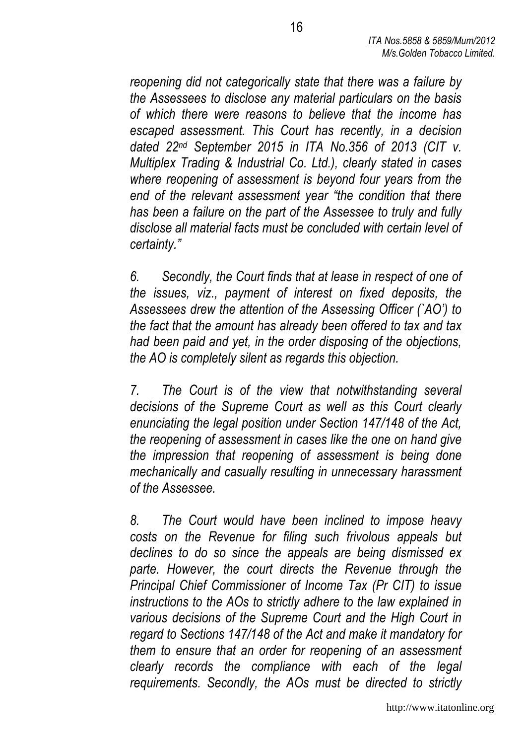*reopening did not categorically state that there was a failure by the Assessees to disclose any material particulars on the basis of which there were reasons to believe that the income has escaped assessment. This Court has recently, in a decision dated 22nd September 2015 in ITA No.356 of 2013 (CIT v. Multiplex Trading & Industrial Co. Ltd.), clearly stated in cases where reopening of assessment is beyond four years from the end of the relevant assessment year "the condition that there has been a failure on the part of the Assessee to truly and fully disclose all material facts must be concluded with certain level of certainty."*

*6. Secondly, the Court finds that at lease in respect of one of the issues, viz., payment of interest on fixed deposits, the Assessees drew the attention of the Assessing Officer (`AO') to the fact that the amount has already been offered to tax and tax had been paid and yet, in the order disposing of the objections, the AO is completely silent as regards this objection.*

*7. The Court is of the view that notwithstanding several decisions of the Supreme Court as well as this Court clearly enunciating the legal position under Section 147/148 of the Act, the reopening of assessment in cases like the one on hand give the impression that reopening of assessment is being done mechanically and casually resulting in unnecessary harassment of the Assessee.*

*8. The Court would have been inclined to impose heavy costs on the Revenue for filing such frivolous appeals but declines to do so since the appeals are being dismissed ex parte. However, the court directs the Revenue through the Principal Chief Commissioner of Income Tax (Pr CIT) to issue instructions to the AOs to strictly adhere to the law explained in various decisions of the Supreme Court and the High Court in regard to Sections 147/148 of the Act and make it mandatory for them to ensure that an order for reopening of an assessment clearly records the compliance with each of the legal requirements. Secondly, the AOs must be directed to strictly*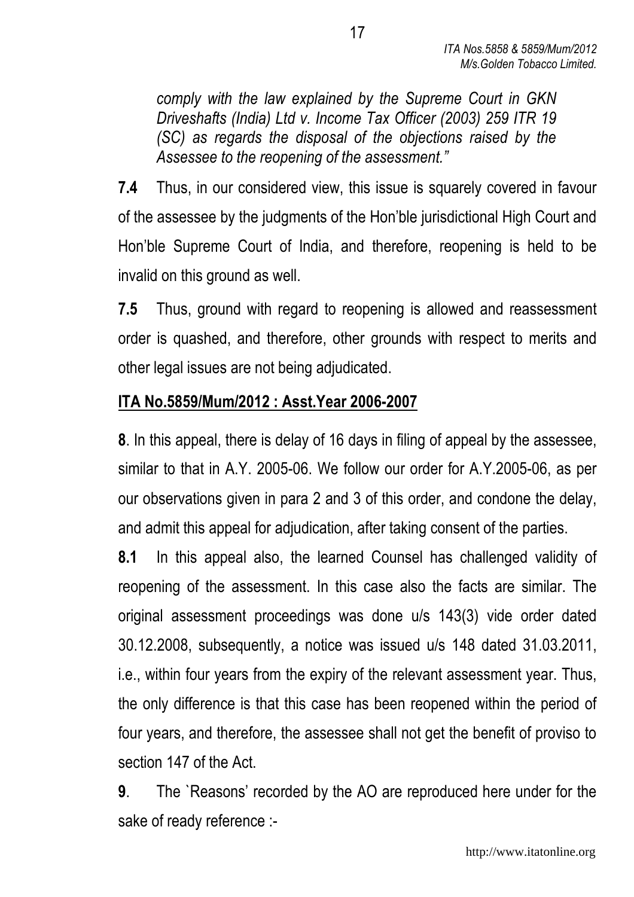*comply with the law explained by the Supreme Court in GKN Driveshafts (India) Ltd v. Income Tax Officer (2003) 259 ITR 19 (SC) as regards the disposal of the objections raised by the Assessee to the reopening of the assessment."*

**7.4** Thus, in our considered view, this issue is squarely covered in favour of the assessee by the judgments of the Hon'ble jurisdictional High Court and Hon'ble Supreme Court of India, and therefore, reopening is held to be invalid on this ground as well.

**7.5** Thus, ground with regard to reopening is allowed and reassessment order is quashed, and therefore, other grounds with respect to merits and other legal issues are not being adjudicated.

**ITA No.5859/Mum/2012 : Asst.Year 2006-2007**

**8**. In this appeal, there is delay of 16 days in filing of appeal by the assessee, similar to that in A.Y. 2005-06. We follow our order for A.Y.2005-06, as per our observations given in para 2 and 3 of this order, and condone the delay, and admit this appeal for adjudication, after taking consent of the parties.

**8.1** In this appeal also, the learned Counsel has challenged validity of reopening of the assessment. In this case also the facts are similar. The original assessment proceedings was done u/s 143(3) vide order dated 30.12.2008, subsequently, a notice was issued u/s 148 dated 31.03.2011, i.e., within four years from the expiry of the relevant assessment year. Thus, the only difference is that this case has been reopened within the period of four years, and therefore, the assessee shall not get the benefit of proviso to section 147 of the Act.

**9**. The `Reasons' recorded by the AO are reproduced here under for the sake of ready reference :-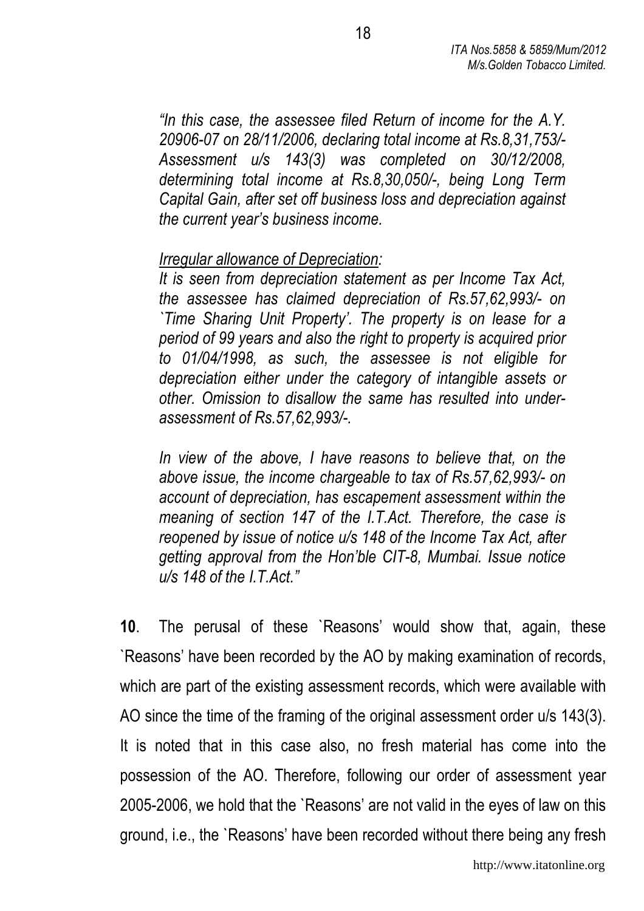*"In this case, the assessee filed Return of income for the A.Y. 20906-07 on 28/11/2006, declaring total income at Rs.8,31,753/- Assessment u/s 143(3) was completed on 30/12/2008, determining total income at Rs.8,30,050/-, being Long Term Capital Gain, after set off business loss and depreciation against the current year's business income.*

*<u>Irregular allowance of Depreciation</u>:*
*It is seen from depreciation statement as per Income Tax Act, the assessee has claimed depreciation of Rs.57,62,993/- on `Time Sharing Unit Property'. The property is on lease for a period of 99 years and also the right to property is acquired prior to 01/04/1998, as such, the assessee is not eligible for depreciation either under the category of intangible assets or other. Omission to disallow the same has resulted into under-assessment of Rs.57,62,993/-.*

*In view of the above, I have reasons to believe that, on the above issue, the income chargeable to tax of Rs.57,62,993/- on account of depreciation, has escapement assessment within the meaning of section 147 of the I.T.Act. Therefore, the case is reopened by issue of notice u/s 148 of the Income Tax Act, after getting approval from the Hon'ble CIT-8, Mumbai. Issue notice u/s 148 of the I.T.Act."*

**10**. The perusal of these `Reasons' would show that, again, these `Reasons' have been recorded by the AO by making examination of records, which are part of the existing assessment records, which were available with AO since the time of the framing of the original assessment order u/s 143(3). It is noted that in this case also, no fresh material has come into the possession of the AO. Therefore, following our order of assessment year 2005-2006, we hold that the `Reasons' are not valid in the eyes of law on this ground, i.e., the `Reasons' have been recorded without there being any fresh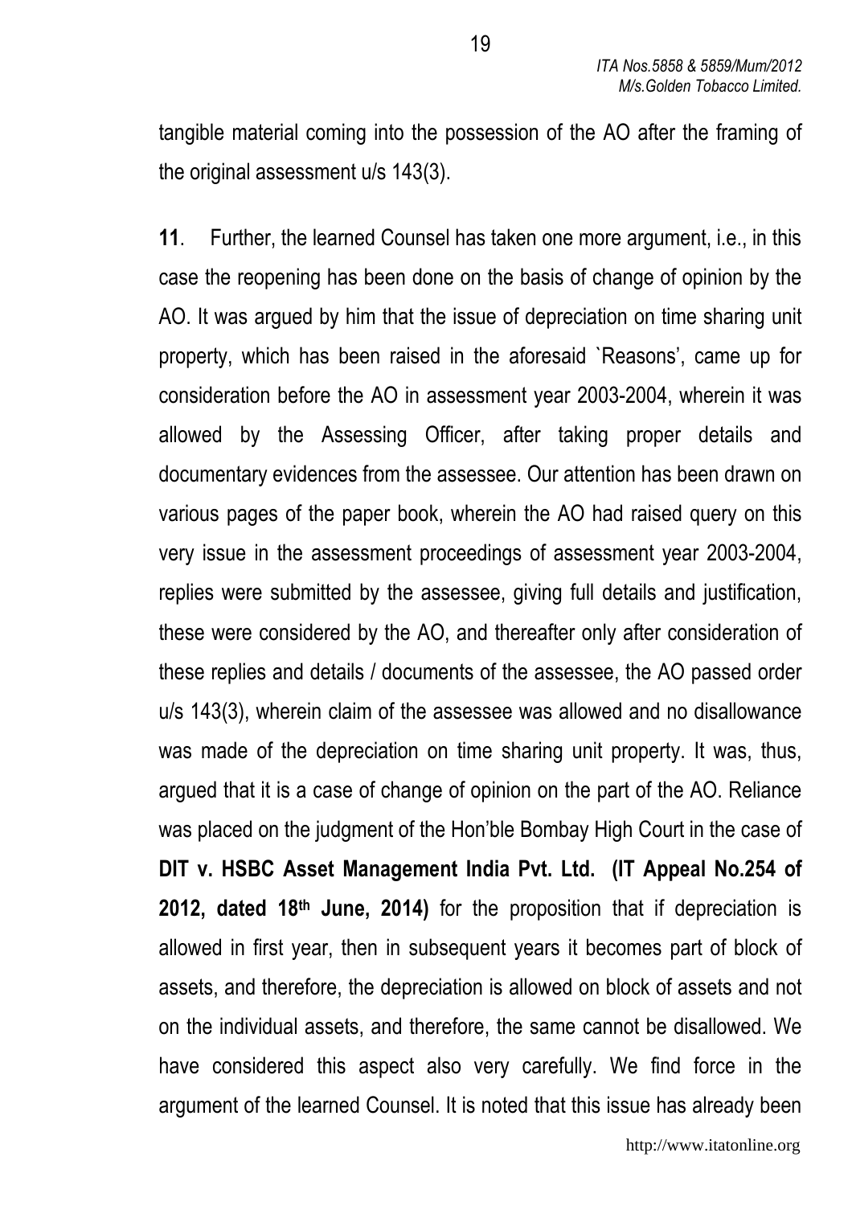tangible material coming into the possession of the AO after the framing of the original assessment u/s 143(3).

**11**. Further, the learned Counsel has taken one more argument, i.e., in this case the reopening has been done on the basis of change of opinion by the AO. It was argued by him that the issue of depreciation on time sharing unit property, which has been raised in the aforesaid `Reasons', came up for consideration before the AO in assessment year 2003-2004, wherein it was allowed by the Assessing Officer, after taking proper details and documentary evidences from the assessee. Our attention has been drawn on various pages of the paper book, wherein the AO had raised query on this very issue in the assessment proceedings of assessment year 2003-2004, replies were submitted by the assessee, giving full details and justification, these were considered by the AO, and thereafter only after consideration of these replies and details / documents of the assessee, the AO passed order u/s 143(3), wherein claim of the assessee was allowed and no disallowance was made of the depreciation on time sharing unit property. It was, thus, argued that it is a case of change of opinion on the part of the AO. Reliance was placed on the judgment of the Hon'ble Bombay High Court in the case of **DIT v. HSBC Asset Management India Pvt. Ltd. (IT Appeal No.254 of 2012, dated 18th June, 2014)** for the proposition that if depreciation is allowed in first year, then in subsequent years it becomes part of block of assets, and therefore, the depreciation is allowed on block of assets and not on the individual assets, and therefore, the same cannot be disallowed. We have considered this aspect also very carefully. We find force in the argument of the learned Counsel. It is noted that this issue has already been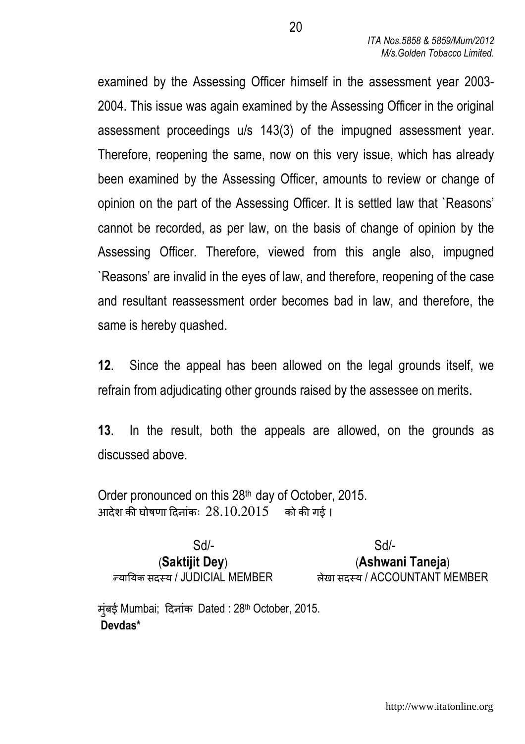examined by the Assessing Officer himself in the assessment year 2003-2004. This issue was again examined by the Assessing Officer in the original assessment proceedings u/s 143(3) of the impugned assessment year. Therefore, reopening the same, now on this very issue, which has already been examined by the Assessing Officer, amounts to review or change of opinion on the part of the Assessing Officer. It is settled law that `Reasons' cannot be recorded, as per law, on the basis of change of opinion by the Assessing Officer. Therefore, viewed from this angle also, impugned `Reasons' are invalid in the eyes of law, and therefore, reopening of the case and resultant reassessment order becomes bad in law, and therefore, the same is hereby quashed.

**12**. Since the appeal has been allowed on the legal grounds itself, we refrain from adjudicating other grounds raised by the assessee on merits.

**13**. In the result, both the appeals are allowed, on the grounds as discussed above.

Order pronounced on this 28th day of October, 2015.
आदेश की घोषणा दिनांकः 28.10.2015 को की गई ।

| Sd/- | Sd/- |
|---|---|
| (**Saktijit Dey**) | (**Ashwani Taneja**) |
| न्यायिक सदस्य / JUDICIAL MEMBER | लेखा सदस्य / ACCOUNTANT MEMBER |

मुंबई Mumbai; दिनांक Dated : 28th October, 2015.
**Devdas***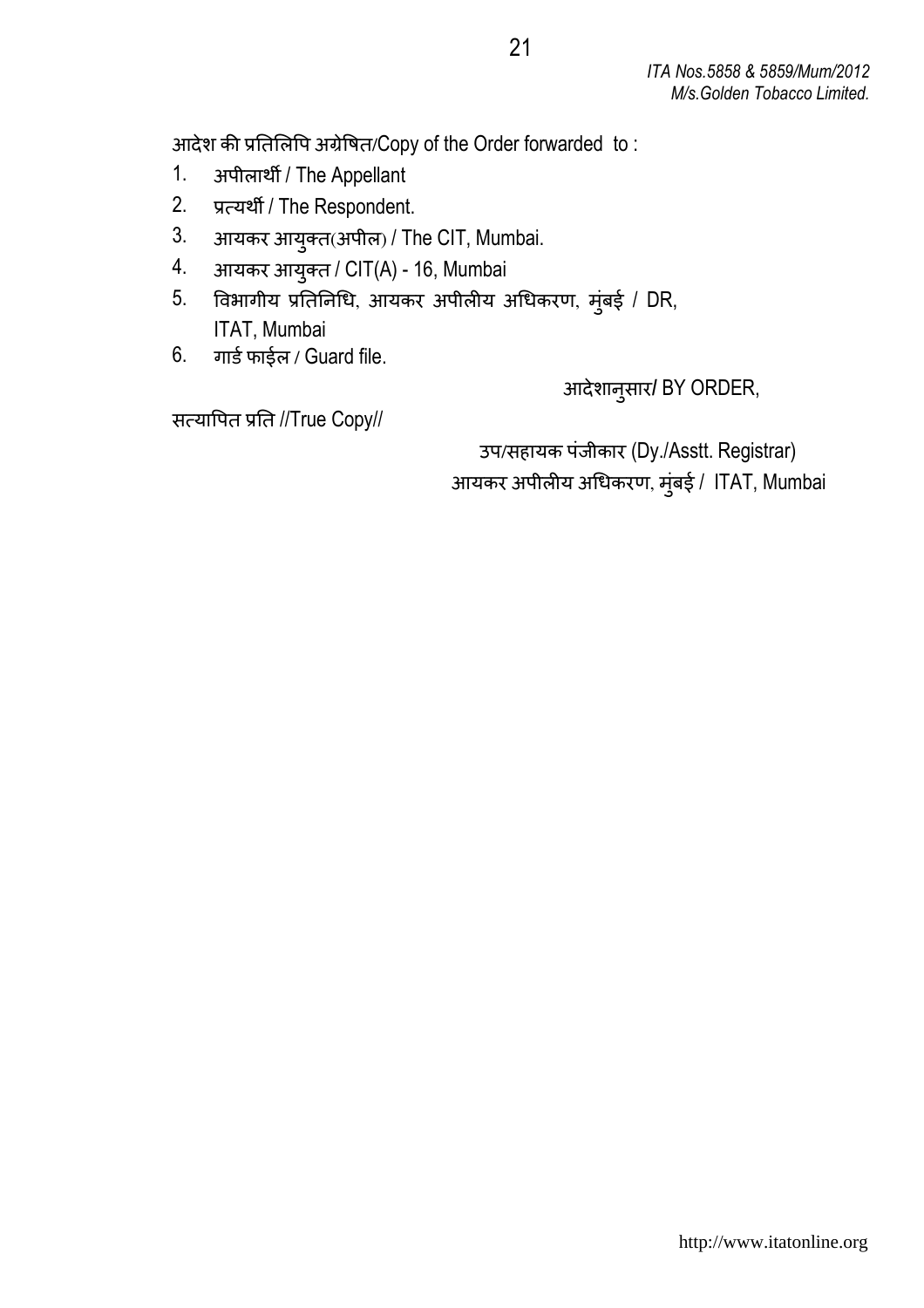आदेश की प्रतिलिपि अग्रेषित/Copy of the Order forwarded to :

1. अपीलार्थी / The Appellant
2. प्रत्यर्थी / The Respondent.
3. आयकर आयुक्त(अपील) / The CIT, Mumbai.
4. आयकर आयुक्त / CIT(A) - 16, Mumbai
5. विभागीय प्रतिनिधि, आयकर अपीलीय अधिकरण, मुंबई / DR, ITAT, Mumbai
6. गार्ड फाईल / Guard file.

आदेशानुसार/ BY ORDER,

सत्यापित प्रति //True Copy//

उप/सहायक पंजीकार (Dy./Asstt. Registrar)
आयकर अपीलीय अधिकरण, मुंबई / ITAT, Mumbai

http://www.itatonline.org